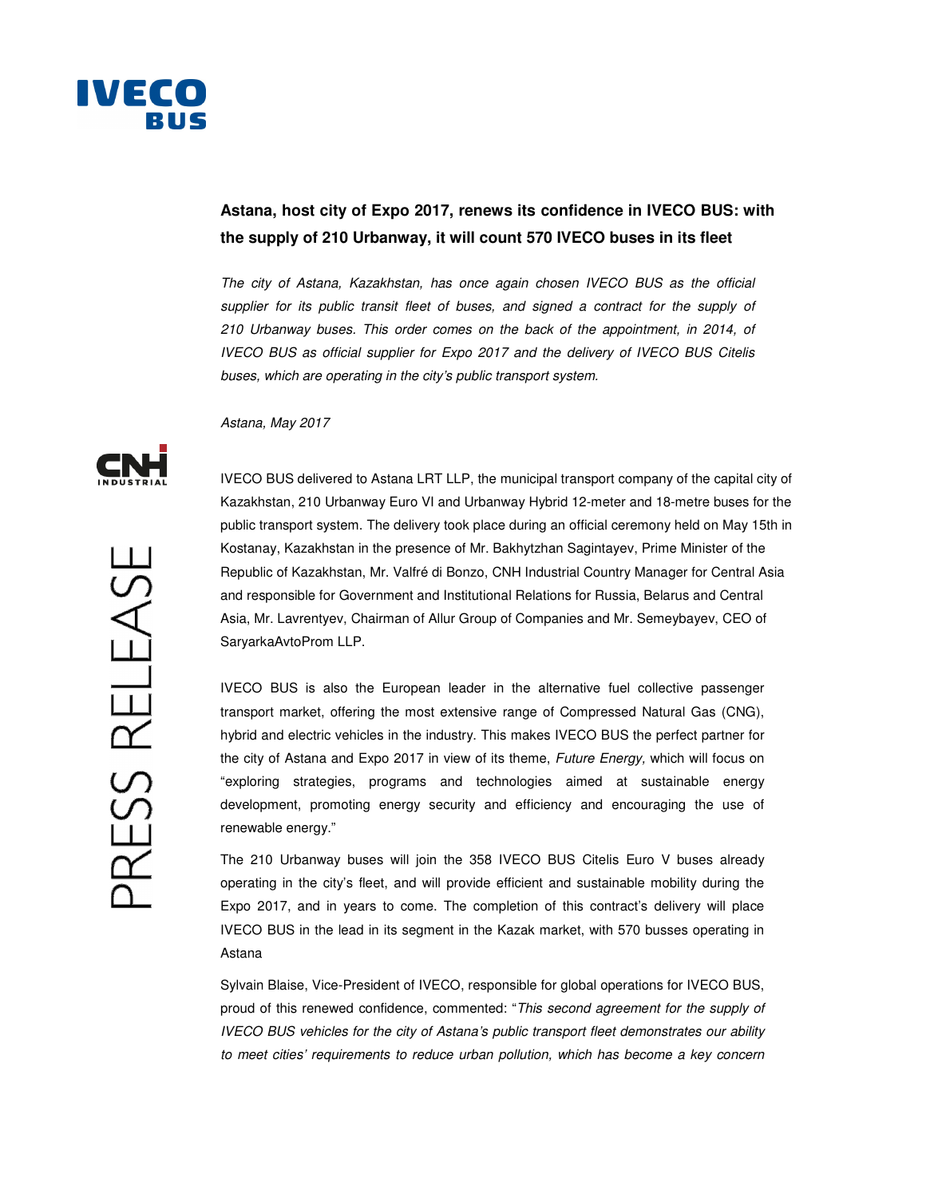## Astana, host city of Expo 2017, renews its confidence in IVECO BUS: with the supply of 210 Urbanway, it will count 570 IVECO buses in its fleet

*The city of Astana, Kazakhstan, has once again chosen IVECO BUS as the official supplier for its public transit fleet of buses, and signed a contract for the supply of 210 Urbanway buses. This order comes on the back of the appointment, in 2014, of IVECO BUS as official supplier for Expo 2017 and the delivery of IVECO BUS Citelis buses, which are operating in the city's public transport system.*

*Astana, May 2017*

IVECO BUS delivered to Astana LRT LLP, the municipal transport company of the capital city of Kazakhstan, 210 Urbanway Euro VI and Urbanway Hybrid 12-meter and 18-metre buses for the public transport system. The delivery took place during an official ceremony held on May 15th in Kostanay, Kazakhstan in the presence of Mr. Bakhytzhan Sagintayev, Prime Minister of the Republic of Kazakhstan, Mr. Valfré di Bonzo, CNH Industrial Country Manager for Central Asia and responsible for Government and Institutional Relations for Russia, Belarus and Central Asia, Mr. Lavrentyev, Chairman of Allur Group of Companies and Mr. Semeybayev, CEO of SaryarkaAvtoProm LLP.

IVECO BUS is also the European leader in the alternative fuel collective passenger transport market, offering the most extensive range of Compressed Natural Gas (CNG), hybrid and electric vehicles in the industry. This makes IVECO BUS the perfect partner for the city of Astana and Expo 2017 in view of its theme, *Future Energy,* which will focus on "exploring strategies, programs and technologies aimed at sustainable energy development, promoting energy security and efficiency and encouraging the use of renewable energy."

The 210 Urbanway buses will join the 358 IVECO BUS Citelis Euro V buses already operating in the city's fleet, and will provide efficient and sustainable mobility during the Expo 2017, and in years to come. The completion of this contract's delivery will place IVECO BUS in the lead in its segment in the Kazak market, with 570 busses operating in Astana

Sylvain Blaise, Vice-President of IVECO, responsible for global operations for IVECO BUS, proud of this renewed confidence, commented: "*This second agreement for the supply of IVECO BUS vehicles for the city of Astana's public transport fleet demonstrates our ability to meet cities' requirements to reduce urban pollution, which has become a key concern*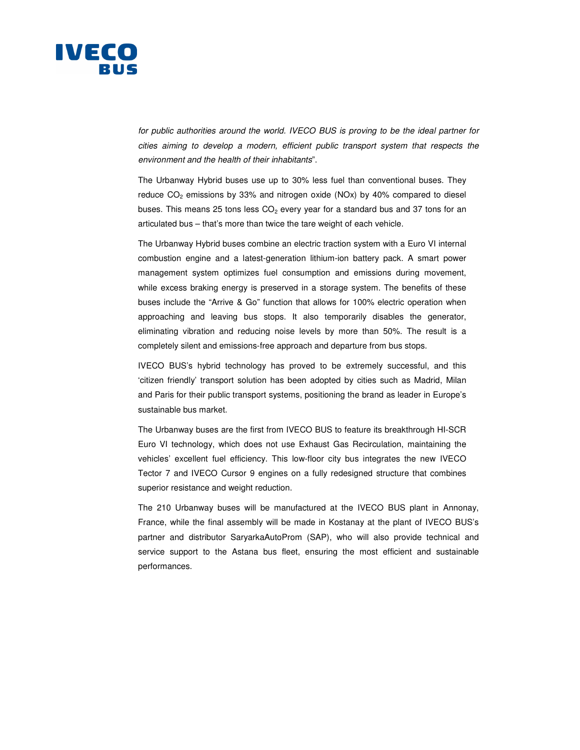*for public authorities around the world. IVECO BUS is proving to be the ideal partner for cities aiming to develop a modern, efficient public transport system that respects the environment and the health of their inhabitants*".

The Urbanway Hybrid buses use up to 30% less fuel than conventional buses. They reduce $CO_2$ emissions by 33% and nitrogen oxide (NOx) by 40% compared to diesel buses. This means 25 tons less $CO_2$ every year for a standard bus and 37 tons for an articulated bus – that's more than twice the tare weight of each vehicle.

The Urbanway Hybrid buses combine an electric traction system with a Euro VI internal combustion engine and a latest-generation lithium-ion battery pack. A smart power management system optimizes fuel consumption and emissions during movement, while excess braking energy is preserved in a storage system. The benefits of these buses include the "Arrive & Go" function that allows for 100% electric operation when approaching and leaving bus stops. It also temporarily disables the generator, eliminating vibration and reducing noise levels by more than 50%. The result is a completely silent and emissions-free approach and departure from bus stops.

IVECO BUS's hybrid technology has proved to be extremely successful, and this 'citizen friendly' transport solution has been adopted by cities such as Madrid, Milan and Paris for their public transport systems, positioning the brand as leader in Europe's sustainable bus market.

The Urbanway buses are the first from IVECO BUS to feature its breakthrough HI-SCR Euro VI technology, which does not use Exhaust Gas Recirculation, maintaining the vehicles' excellent fuel efficiency. This low-floor city bus integrates the new IVECO Tector 7 and IVECO Cursor 9 engines on a fully redesigned structure that combines superior resistance and weight reduction.

The 210 Urbanway buses will be manufactured at the IVECO BUS plant in Annonay, France, while the final assembly will be made in Kostanay at the plant of IVECO BUS's partner and distributor SaryarkaAutoProm (SAP), who will also provide technical and service support to the Astana bus fleet, ensuring the most efficient and sustainable performances.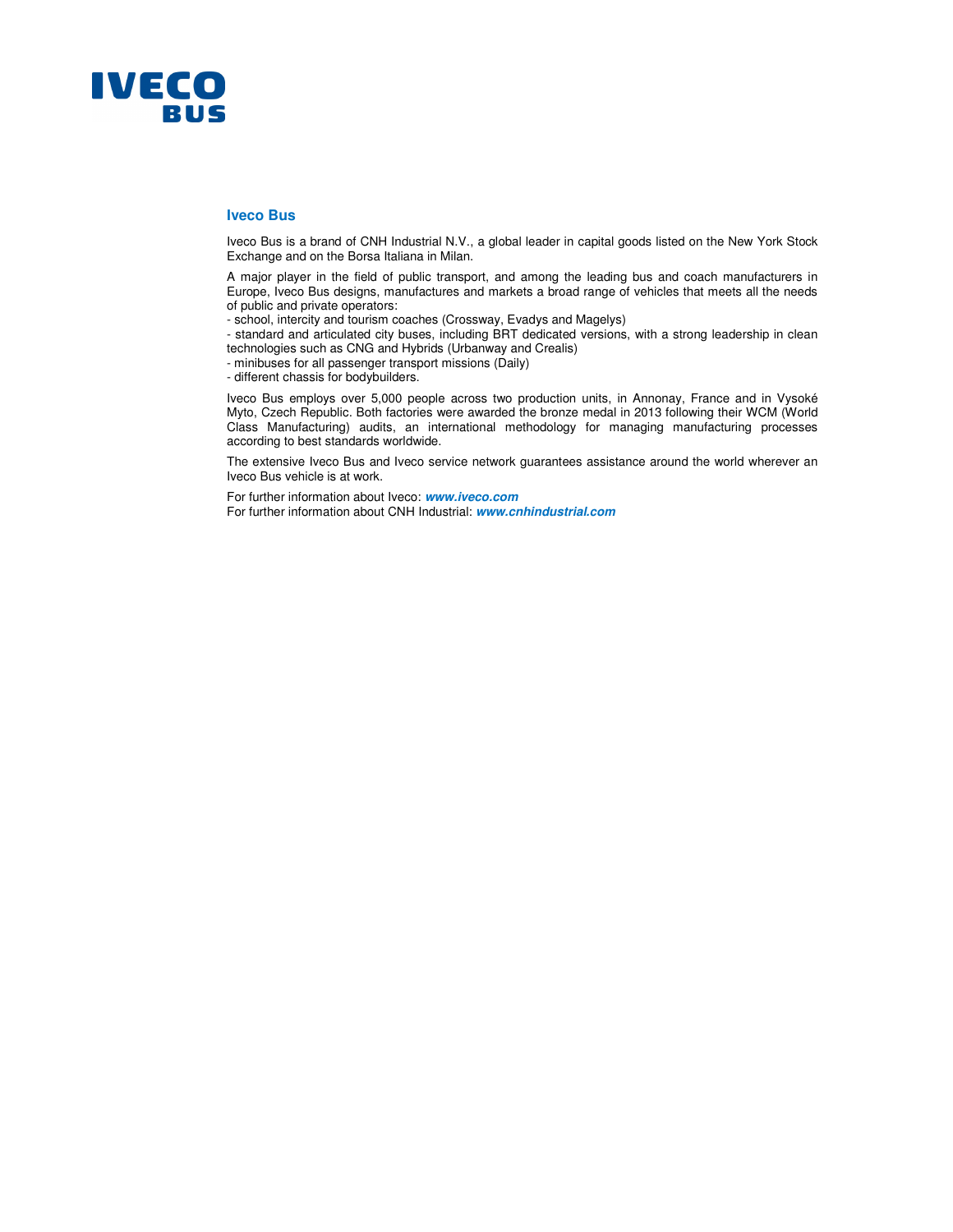## Iveco Bus

Iveco Bus is a brand of CNH Industrial N.V., a global leader in capital goods listed on the New York Stock Exchange and on the Borsa Italiana in Milan.

A major player in the field of public transport, and among the leading bus and coach manufacturers in Europe, Iveco Bus designs, manufactures and markets a broad range of vehicles that meets all the needs of public and private operators:
- school, intercity and tourism coaches (Crossway, Evadys and Magelys)
- standard and articulated city buses, including BRT dedicated versions, with a strong leadership in clean technologies such as CNG and Hybrids (Urbanway and Crealis)
- minibuses for all passenger transport missions (Daily)
- different chassis for bodybuilders.

Iveco Bus employs over 5,000 people across two production units, in Annonay, France and in Vysoké Myto, Czech Republic. Both factories were awarded the bronze medal in 2013 following their WCM (World Class Manufacturing) audits, an international methodology for managing manufacturing processes according to best standards worldwide.

The extensive Iveco Bus and Iveco service network guarantees assistance around the world wherever an Iveco Bus vehicle is at work.

For further information about Iveco: ***www.iveco.com***
For further information about CNH Industrial: ***www.cnhindustrial.com***